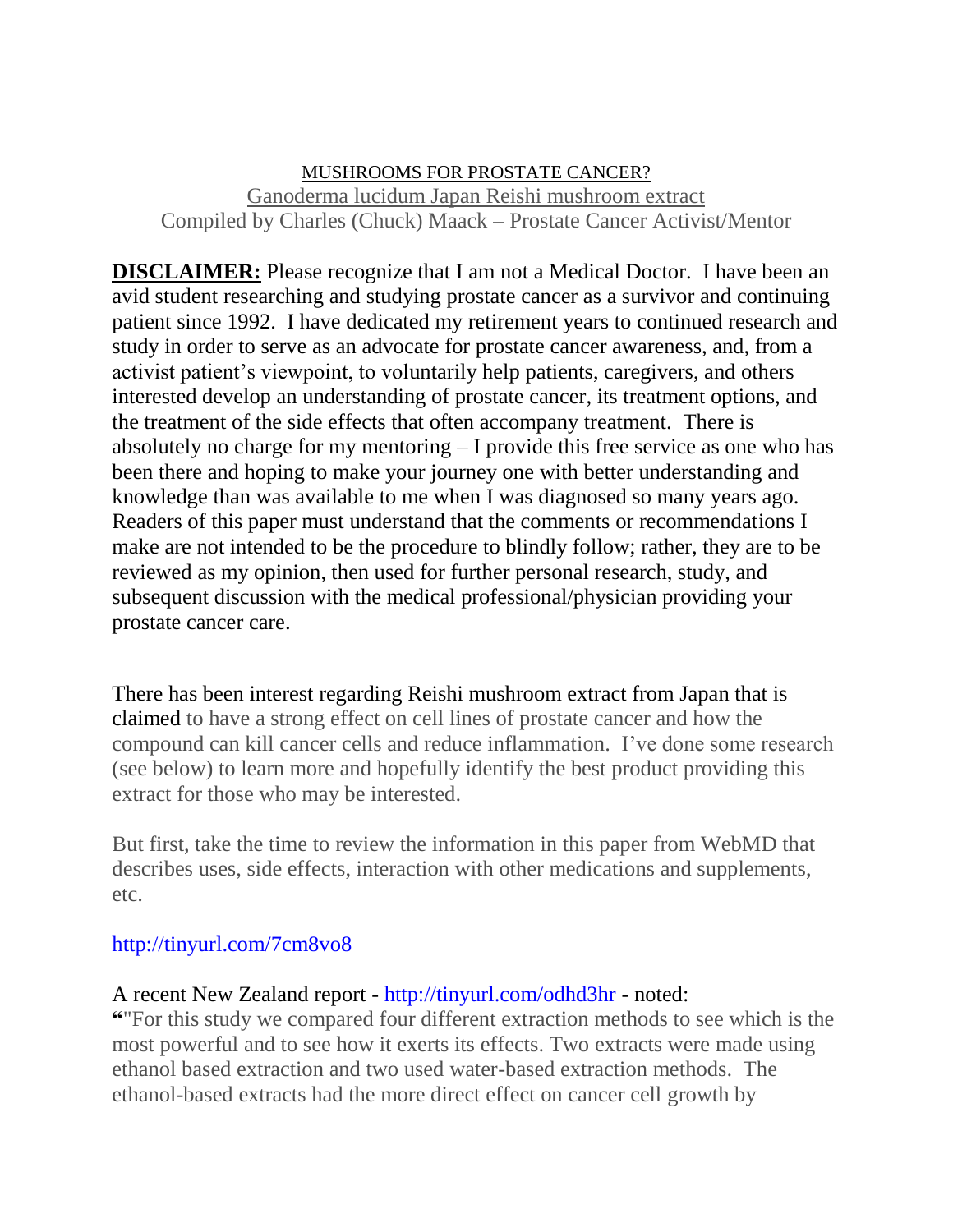# MUSHROOMS FOR PROSTATE CANCER?

Ganoderma lucidum Japan Reishi mushroom extract

Compiled by Charles (Chuck) Maack – Prostate Cancer Activist/Mentor

**DISCLAIMER:** Please recognize that I am not a Medical Doctor. I have been an avid student researching and studying prostate cancer as a survivor and continuing patient since 1992. I have dedicated my retirement years to continued research and study in order to serve as an advocate for prostate cancer awareness, and, from a activist patient's viewpoint, to voluntarily help patients, caregivers, and others interested develop an understanding of prostate cancer, its treatment options, and the treatment of the side effects that often accompany treatment. There is absolutely no charge for my mentoring – I provide this free service as one who has been there and hoping to make your journey one with better understanding and knowledge than was available to me when I was diagnosed so many years ago. Readers of this paper must understand that the comments or recommendations I make are not intended to be the procedure to blindly follow; rather, they are to be reviewed as my opinion, then used for further personal research, study, and subsequent discussion with the medical professional/physician providing your prostate cancer care.

There has been interest regarding Reishi mushroom extract from Japan that is claimed to have a strong effect on cell lines of prostate cancer and how the compound can kill cancer cells and reduce inflammation. I've done some research (see below) to learn more and hopefully identify the best product providing this extract for those who may be interested.

But first, take the time to review the information in this paper from WebMD that describes uses, side effects, interaction with other medications and supplements, etc.

http://tinyurl.com/7cm8vo8

A recent New Zealand report - http://tinyurl.com/odhd3hr - noted:
**"**"For this study we compared four different extraction methods to see which is the most powerful and to see how it exerts its effects. Two extracts were made using ethanol based extraction and two used water-based extraction methods. The ethanol-based extracts had the more direct effect on cancer cell growth by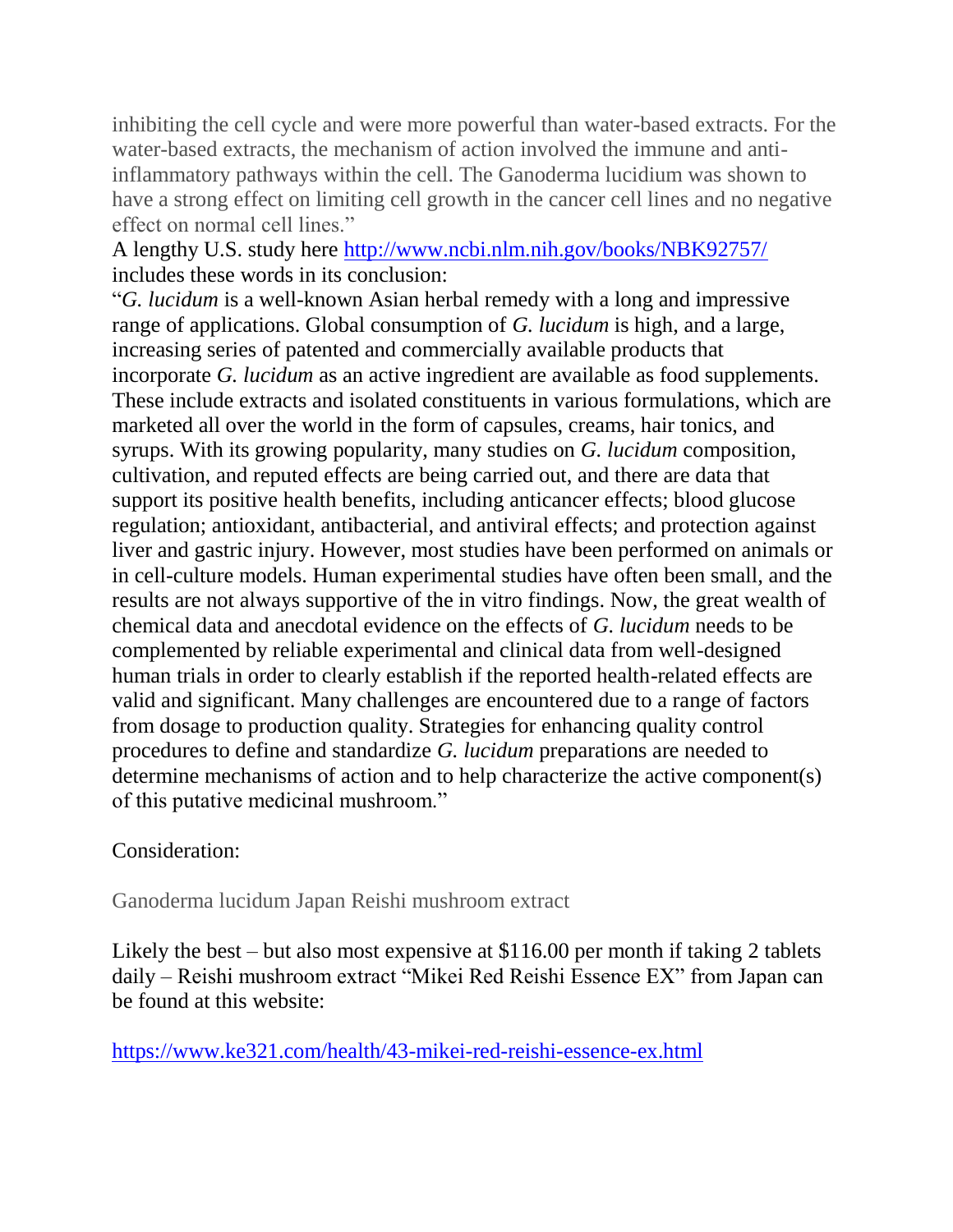inhibiting the cell cycle and were more powerful than water-based extracts. For the water-based extracts, the mechanism of action involved the immune and anti-inflammatory pathways within the cell. The Ganoderma lucidium was shown to have a strong effect on limiting cell growth in the cancer cell lines and no negative effect on normal cell lines."

A lengthy U.S. study here [http://www.ncbi.nlm.nih.gov/books/NBK92757/](http://www.ncbi.nlm.nih.gov/books/NBK92757/) includes these words in its conclusion:

"*G. lucidum* is a well-known Asian herbal remedy with a long and impressive range of applications. Global consumption of *G. lucidum* is high, and a large, increasing series of patented and commercially available products that incorporate *G. lucidum* as an active ingredient are available as food supplements. These include extracts and isolated constituents in various formulations, which are marketed all over the world in the form of capsules, creams, hair tonics, and syrups. With its growing popularity, many studies on *G. lucidum* composition, cultivation, and reputed effects are being carried out, and there are data that support its positive health benefits, including anticancer effects; blood glucose regulation; antioxidant, antibacterial, and antiviral effects; and protection against liver and gastric injury. However, most studies have been performed on animals or in cell-culture models. Human experimental studies have often been small, and the results are not always supportive of the in vitro findings. Now, the great wealth of chemical data and anecdotal evidence on the effects of *G. lucidum* needs to be complemented by reliable experimental and clinical data from well-designed human trials in order to clearly establish if the reported health-related effects are valid and significant. Many challenges are encountered due to a range of factors from dosage to production quality. Strategies for enhancing quality control procedures to define and standardize *G. lucidum* preparations are needed to determine mechanisms of action and to help characterize the active component(s) of this putative medicinal mushroom."

Consideration:

Ganoderma lucidium Japan Reishi mushroom extract

Likely the best – but also most expensive at $116.00 per month if taking 2 tablets daily – Reishi mushroom extract "Mikei Red Reishi Essence EX" from Japan can be found at this website:

[https://www.ke321.com/health/43-mikei-red-reishi-essence-ex.html](https://www.ke321.com/health/43-mikei-red-reishi-essence-ex.html)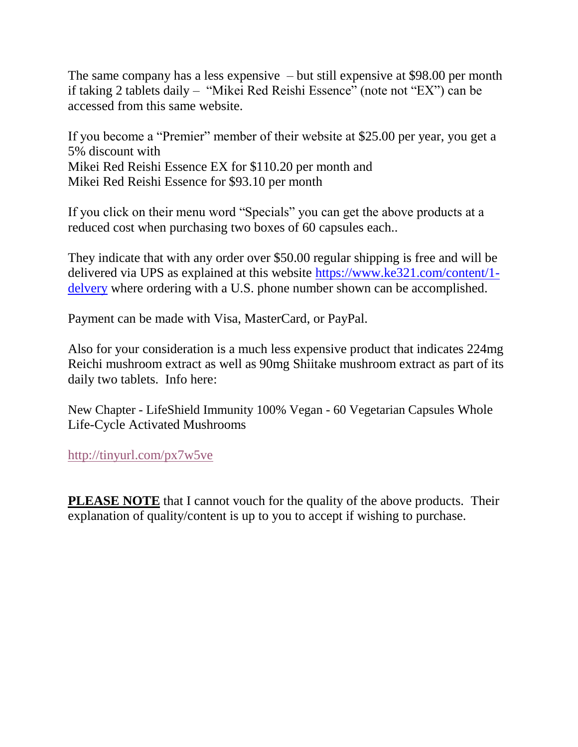The same company has a less expensive – but still expensive at $98.00 per month if taking 2 tablets daily – "Mikei Red Reishi Essence" (note not "EX") can be accessed from this same website.

If you become a "Premier" member of their website at $25.00 per year, you get a 5% discount with
Mikei Red Reishi Essence EX for $110.20 per month and
Mikei Red Reishi Essence for $93.10 per month

If you click on their menu word "Specials" you can get the above products at a reduced cost when purchasing two boxes of 60 capsules each..

They indicate that with any order over $50.00 regular shipping is free and will be delivered via UPS as explained at this website [https://www.ke321.com/content/1-delvery](https://www.ke321.com/content/1-delvery) where ordering with a U.S. phone number shown can be accomplished.

Payment can be made with Visa, MasterCard, or PayPal.

Also for your consideration is a much less expensive product that indicates 224mg Reichi mushroom extract as well as 90mg Shiitake mushroom extract as part of its daily two tablets. Info here:

New Chapter - LifeShield Immunity 100% Vegan - 60 Vegetarian Capsules Whole Life-Cycle Activated Mushrooms

[http://tinyurl.com/px7w5ve](http://tinyurl.com/px7w5ve)

**PLEASE NOTE** that I cannot vouch for the quality of the above products. Their explanation of quality/content is up to you to accept if wishing to purchase.